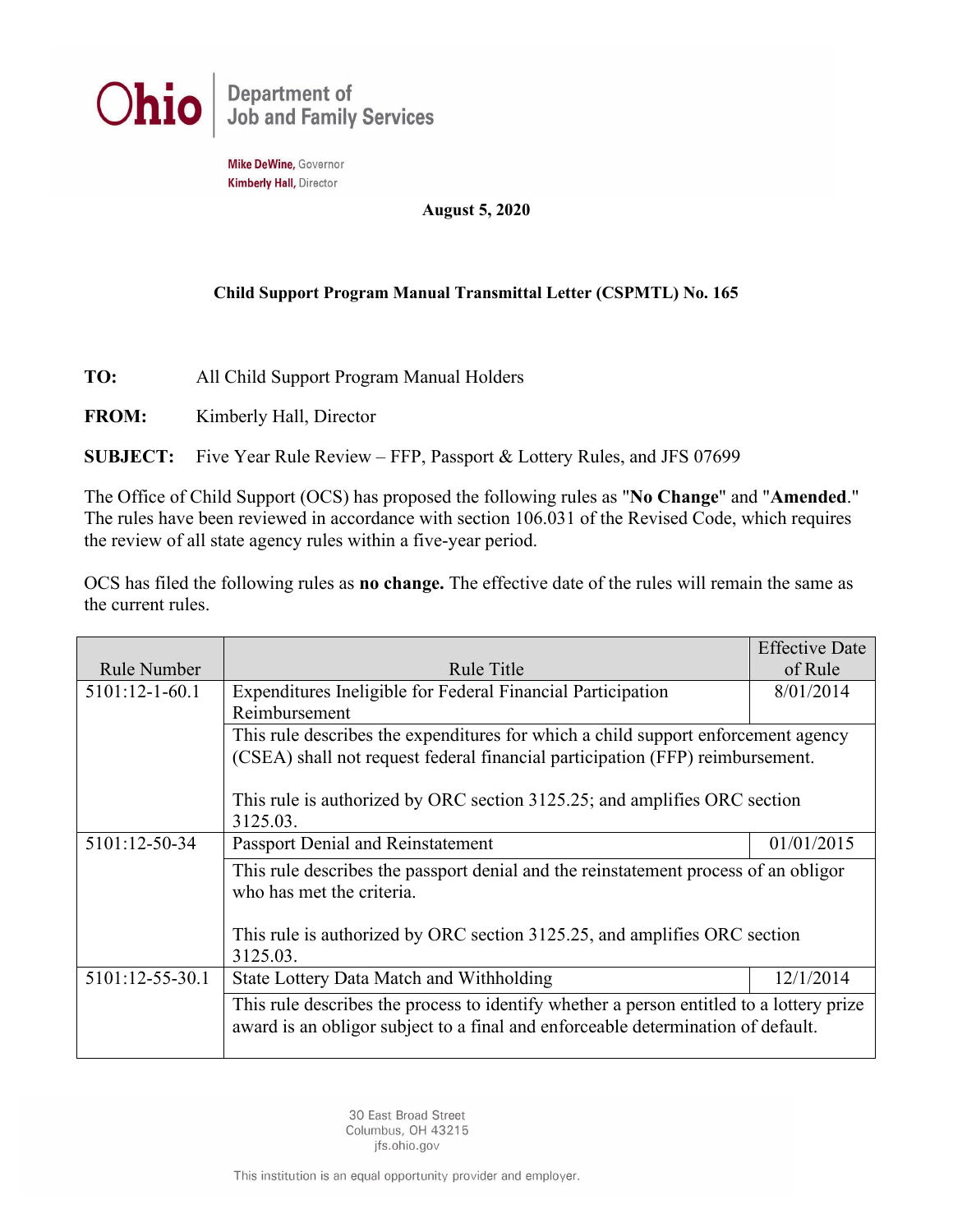Ohio | Department of Job and Family Services

**Mike DeWine**, Governor
**Kimberly Hall**, Director

**August 5, 2020**

**Child Support Program Manual Transmittal Letter (CSPMTL) No. 165**

**TO:** All Child Support Program Manual Holders

**FROM:** Kimberly Hall, Director

**SUBJECT:** Five Year Rule Review – FFP, Passport & Lottery Rules, and JFS 07699

The Office of Child Support (OCS) has proposed the following rules as "**No Change**" and "**Amended**." The rules have been reviewed in accordance with section 106.031 of the Revised Code, which requires the review of all state agency rules within a five-year period.

OCS has filed the following rules as **no change.** The effective date of the rules will remain the same as the current rules.

| Rule Number | Rule Title | Effective Date of Rule |
|---|---|---|
| 5101:12-1-60.1 | Expenditures Ineligible for Federal Financial Participation Reimbursement | 8/01/2014 |
| | This rule describes the expenditures for which a child support enforcement agency (CSEA) shall not request federal financial participation (FFP) reimbursement.<br><br>This rule is authorized by ORC section 3125.25; and amplifies ORC section 3125.03. | |
| 5101:12-50-34 | Passport Denial and Reinstatement | 01/01/2015 |
| | This rule describes the passport denial and the reinstatement process of an obligor who has met the criteria.<br><br>This rule is authorized by ORC section 3125.25, and amplifies ORC section 3125.03. | |
| 5101:12-55-30.1 | State Lottery Data Match and Withholding | 12/1/2014 |
| | This rule describes the process to identify whether a person entitled to a lottery prize award is an obligor subject to a final and enforceable determination of default. | |

30 East Broad Street
Columbus, OH 43215
jfs.ohio.gov

This institution is an equal opportunity provider and employer.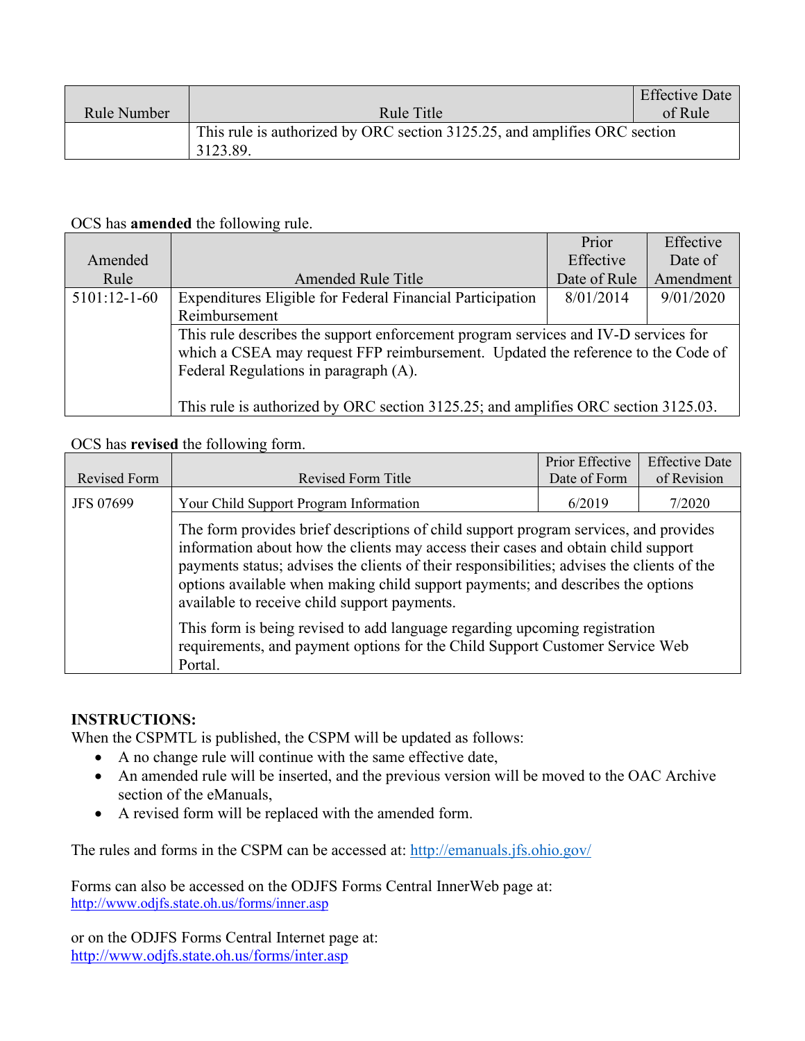| Rule Number | Rule Title | Effective Date of Rule |
|---|---|---|
| | This rule is authorized by ORC section 3125.25, and amplifies ORC section 3123.89. | |

OCS has **amended** the following rule.

| Amended Rule | Amended Rule Title | Prior Effective Date of Rule | Effective Date of Amendment |
|---|---|---|---|
| 5101:12-1-60 | Expenditures Eligible for Federal Financial Participation Reimbursement | 8/01/2014 | 9/01/2020 |
| | This rule describes the support enforcement program services and IV-D services for which a CSEA may request FFP reimbursement. Updated the reference to the Code of Federal Regulations in paragraph (A).<br><br>This rule is authorized by ORC section 3125.25; and amplifies ORC section 3125.03. | | |

OCS has **revised** the following form.

| Revised Form | Revised Form Title | Prior Effective Date of Form | Effective Date of Revision |
|---|---|---|---|
| JFS 07699 | Your Child Support Program Information | 6/2019 | 7/2020 |
| | The form provides brief descriptions of child support program services, and provides information about how the clients may access their cases and obtain child support payments status; advises the clients of their responsibilities; advises the clients of the options available when making child support payments; and describes the options available to receive child support payments.<br><br>This form is being revised to add language regarding upcoming registration requirements, and payment options for the Child Support Customer Service Web Portal. | | |

**INSTRUCTIONS:**

When the CSPMTL is published, the CSPM will be updated as follows:

- A no change rule will continue with the same effective date,
- An amended rule will be inserted, and the previous version will be moved to the OAC Archive section of the eManuals,
- A revised form will be replaced with the amended form.

The rules and forms in the CSPM can be accessed at: http://emanuals.jfs.ohio.gov/

Forms can also be accessed on the ODJFS Forms Central InnerWeb page at:
http://www.odjfs.state.oh.us/forms/inner.asp

or on the ODJFS Forms Central Internet page at:
http://www.odjfs.state.oh.us/forms/inter.asp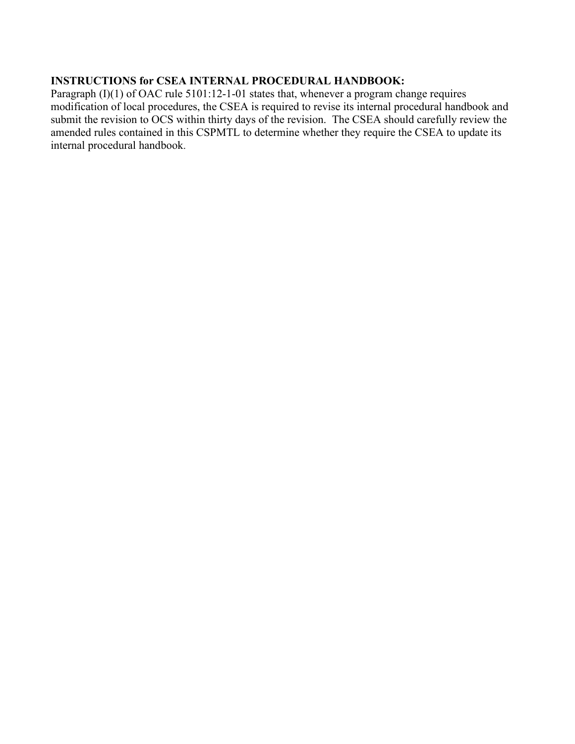**INSTRUCTIONS for CSEA INTERNAL PROCEDURAL HANDBOOK:**

Paragraph (I)(1) of OAC rule 5101:12-1-01 states that, whenever a program change requires modification of local procedures, the CSEA is required to revise its internal procedural handbook and submit the revision to OCS within thirty days of the revision. The CSEA should carefully review the amended rules contained in this CSPMTL to determine whether they require the CSEA to update its internal procedural handbook.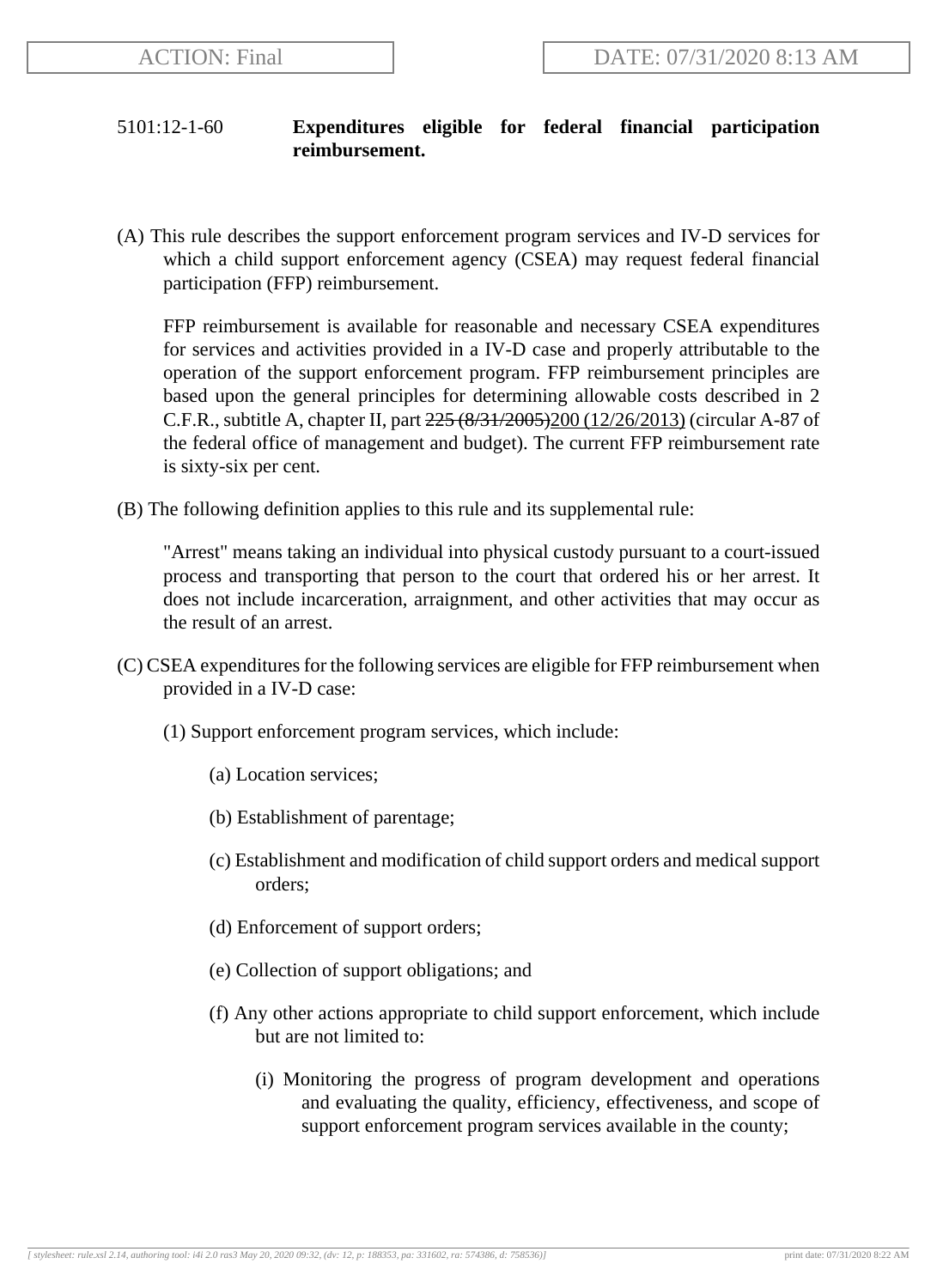5101:12-1-60 **Expenditures eligible for federal financial participation reimbursement.**

(A) This rule describes the support enforcement program services and IV-D services for which a child support enforcement agency (CSEA) may request federal financial participation (FFP) reimbursement.

FFP reimbursement is available for reasonable and necessary CSEA expenditures for services and activities provided in a IV-D case and properly attributable to the operation of the support enforcement program. FFP reimbursement principles are based upon the general principles for determining allowable costs described in 2 C.F.R., subtitle A, chapter II, part ~~225 (8/31/2005)~~200 (12/26/2013) (circular A-87 of the federal office of management and budget). The current FFP reimbursement rate is sixty-six per cent.

(B) The following definition applies to this rule and its supplemental rule:

"Arrest" means taking an individual into physical custody pursuant to a court-issued process and transporting that person to the court that ordered his or her arrest. It does not include incarceration, arraignment, and other activities that may occur as the result of an arrest.

(C) CSEA expenditures for the following services are eligible for FFP reimbursement when provided in a IV-D case:

(1) Support enforcement program services, which include:

(a) Location services;

(b) Establishment of parentage;

(c) Establishment and modification of child support orders and medical support orders;

(d) Enforcement of support orders;

(e) Collection of support obligations; and

(f) Any other actions appropriate to child support enforcement, which include but are not limited to:

(i) Monitoring the progress of program development and operations and evaluating the quality, efficiency, effectiveness, and scope of support enforcement program services available in the county;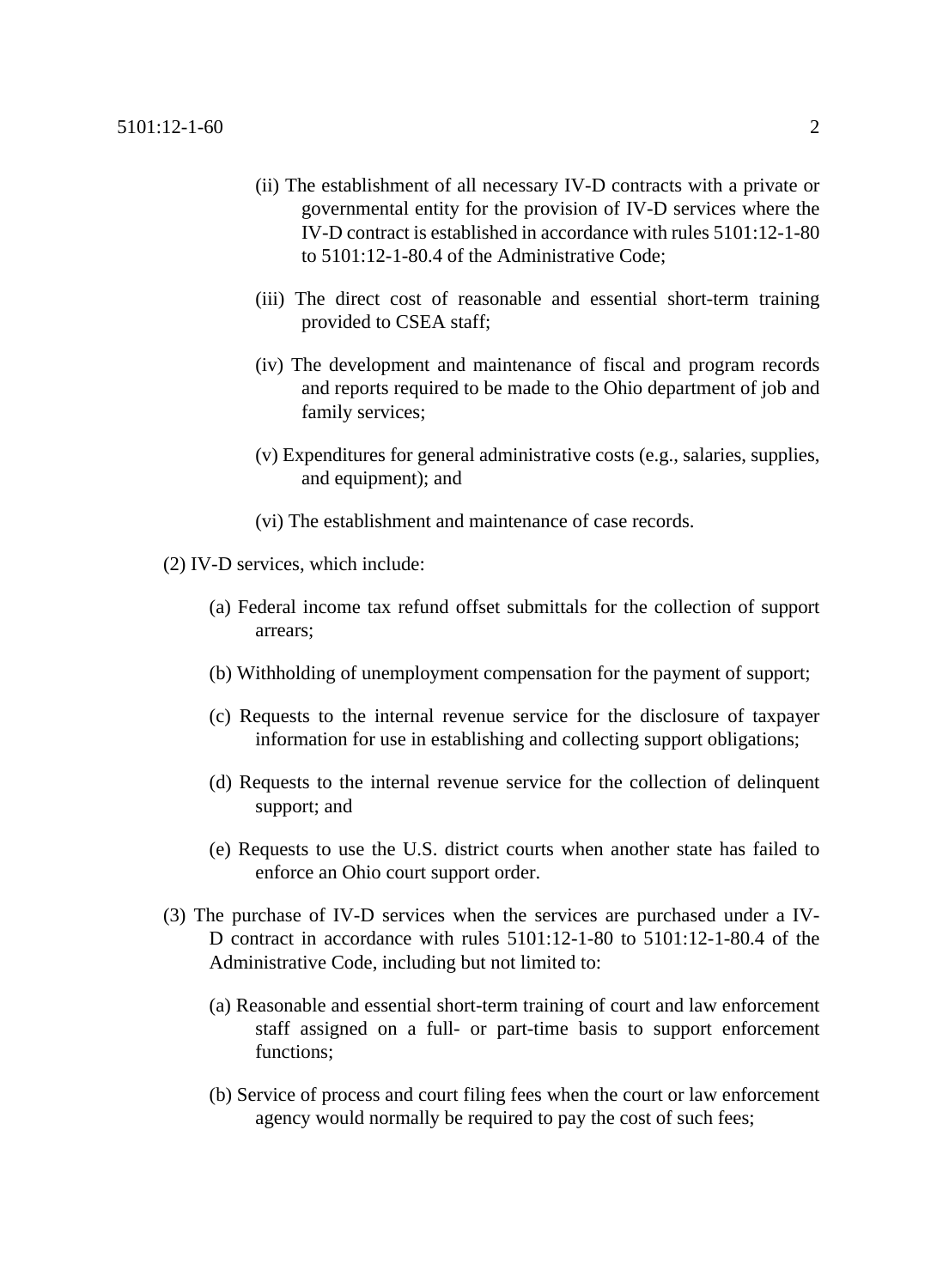(ii) The establishment of all necessary IV-D contracts with a private or governmental entity for the provision of IV-D services where the IV-D contract is established in accordance with rules 5101:12-1-80 to 5101:12-1-80.4 of the Administrative Code;

(iii) The direct cost of reasonable and essential short-term training provided to CSEA staff;

(iv) The development and maintenance of fiscal and program records and reports required to be made to the Ohio department of job and family services;

(v) Expenditures for general administrative costs (e.g., salaries, supplies, and equipment); and

(vi) The establishment and maintenance of case records.

(2) IV-D services, which include:

(a) Federal income tax refund offset submittals for the collection of support arrears;

(b) Withholding of unemployment compensation for the payment of support;

(c) Requests to the internal revenue service for the disclosure of taxpayer information for use in establishing and collecting support obligations;

(d) Requests to the internal revenue service for the collection of delinquent support; and

(e) Requests to use the U.S. district courts when another state has failed to enforce an Ohio court support order.

(3) The purchase of IV-D services when the services are purchased under a IV-D contract in accordance with rules 5101:12-1-80 to 5101:12-1-80.4 of the Administrative Code, including but not limited to:

(a) Reasonable and essential short-term training of court and law enforcement staff assigned on a full- or part-time basis to support enforcement functions;

(b) Service of process and court filing fees when the court or law enforcement agency would normally be required to pay the cost of such fees;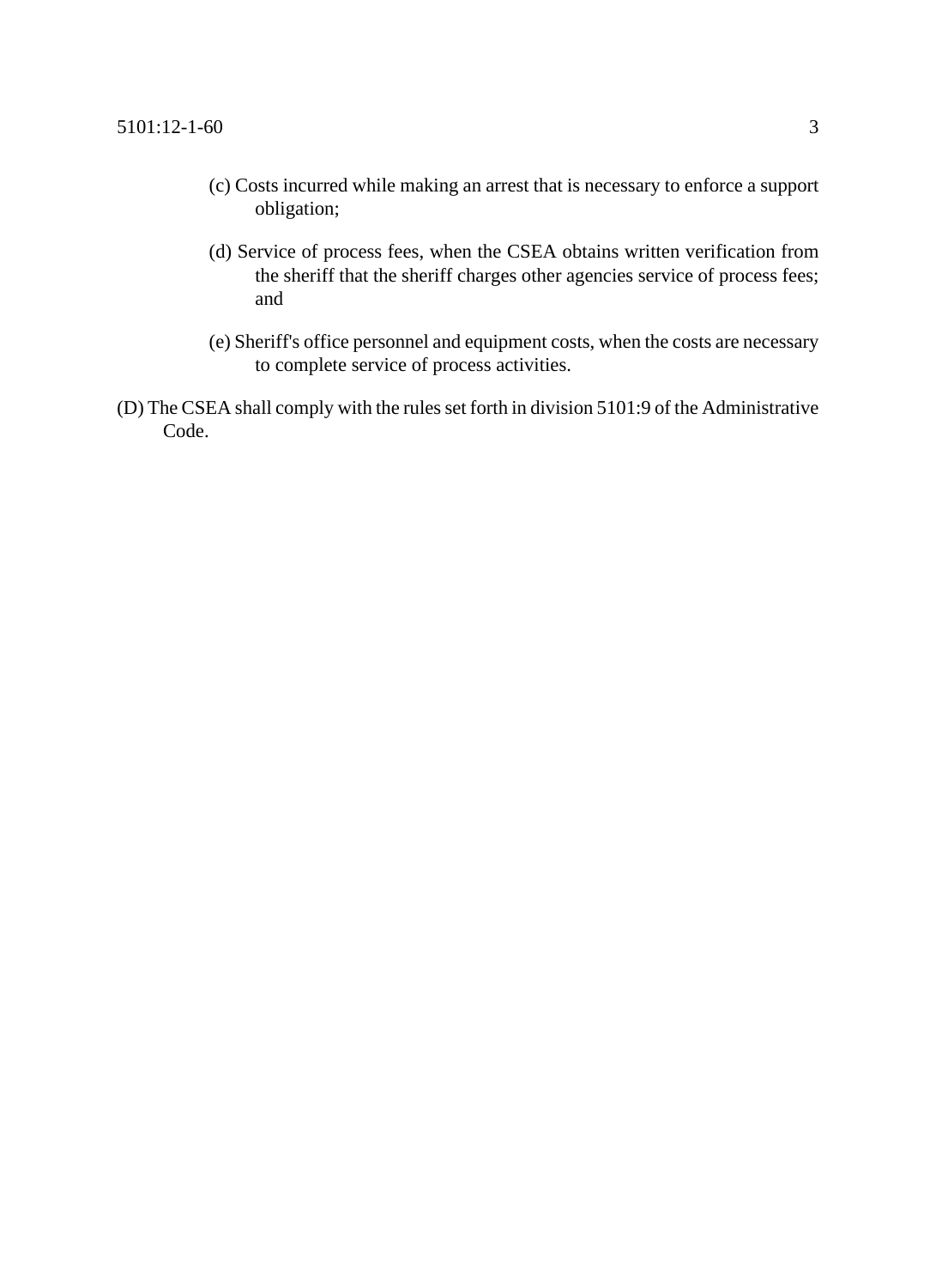(c) Costs incurred while making an arrest that is necessary to enforce a support obligation;

(d) Service of process fees, when the CSEA obtains written verification from the sheriff that the sheriff charges other agencies service of process fees; and

(e) Sheriff's office personnel and equipment costs, when the costs are necessary to complete service of process activities.

(D) The CSEA shall comply with the rules set forth in division 5101:9 of the Administrative Code.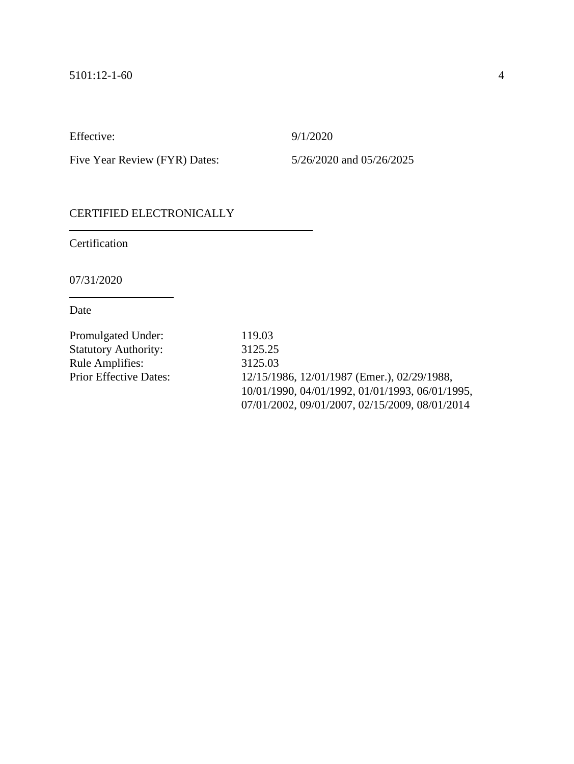Effective: 9/1/2020

Five Year Review (FYR) Dates: 5/26/2020 and 05/26/2025

CERTIFIED ELECTRONICALLY

Certification

07/31/2020

Date

Promulgated Under: 119.03
Statutory Authority: 3125.25
Rule Amplifies: 3125.03
Prior Effective Dates: 12/15/1986, 12/01/1987 (Emer.), 02/29/1988, 10/01/1990, 04/01/1992, 01/01/1993, 06/01/1995, 07/01/2002, 09/01/2007, 02/15/2009, 08/01/2014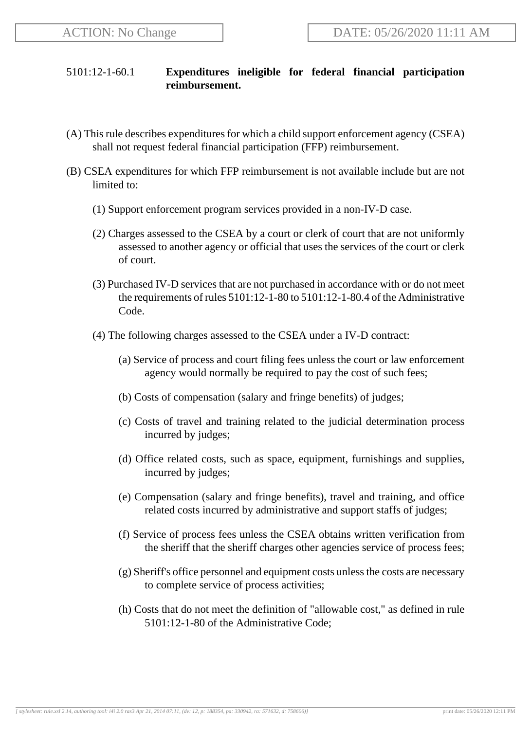ACTION: No Change

DATE: 05/26/2020 11:11 AM

5101:12-1-60.1 **Expenditures ineligible for federal financial participation reimbursement.**

(A) This rule describes expenditures for which a child support enforcement agency (CSEA) shall not request federal financial participation (FFP) reimbursement.

(B) CSEA expenditures for which FFP reimbursement is not available include but are not limited to:

(1) Support enforcement program services provided in a non-IV-D case.

(2) Charges assessed to the CSEA by a court or clerk of court that are not uniformly assessed to another agency or official that uses the services of the court or clerk of court.

(3) Purchased IV-D services that are not purchased in accordance with or do not meet the requirements of rules 5101:12-1-80 to 5101:12-1-80.4 of the Administrative Code.

(4) The following charges assessed to the CSEA under a IV-D contract:

(a) Service of process and court filing fees unless the court or law enforcement agency would normally be required to pay the cost of such fees;

(b) Costs of compensation (salary and fringe benefits) of judges;

(c) Costs of travel and training related to the judicial determination process incurred by judges;

(d) Office related costs, such as space, equipment, furnishings and supplies, incurred by judges;

(e) Compensation (salary and fringe benefits), travel and training, and office related costs incurred by administrative and support staffs of judges;

(f) Service of process fees unless the CSEA obtains written verification from the sheriff that the sheriff charges other agencies service of process fees;

(g) Sheriff's office personnel and equipment costs unless the costs are necessary to complete service of process activities;

(h) Costs that do not meet the definition of "allowable cost," as defined in rule 5101:12-1-80 of the Administrative Code;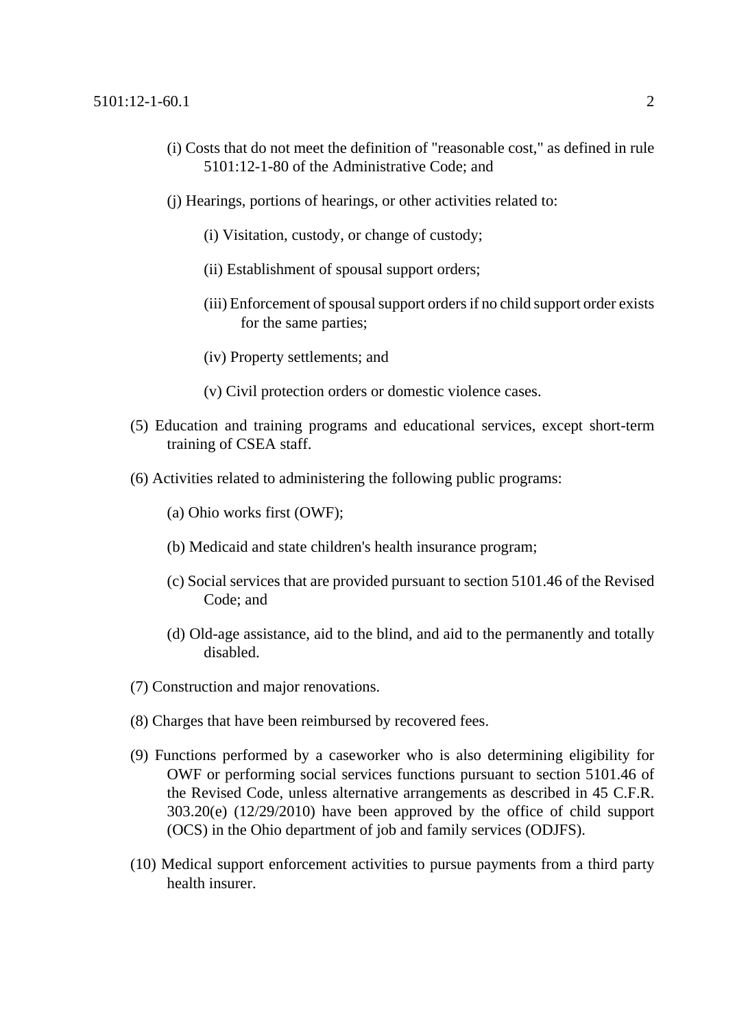(i) Costs that do not meet the definition of "reasonable cost," as defined in rule 5101:12-1-80 of the Administrative Code; and

(j) Hearings, portions of hearings, or other activities related to:

(i) Visitation, custody, or change of custody;

(ii) Establishment of spousal support orders;

(iii) Enforcement of spousal support orders if no child support order exists for the same parties;

(iv) Property settlements; and

(v) Civil protection orders or domestic violence cases.

(5) Education and training programs and educational services, except short-term training of CSEA staff.

(6) Activities related to administering the following public programs:

(a) Ohio works first (OWF);

(b) Medicaid and state children's health insurance program;

(c) Social services that are provided pursuant to section 5101.46 of the Revised Code; and

(d) Old-age assistance, aid to the blind, and aid to the permanently and totally disabled.

(7) Construction and major renovations.

(8) Charges that have been reimbursed by recovered fees.

(9) Functions performed by a caseworker who is also determining eligibility for OWF or performing social services functions pursuant to section 5101.46 of the Revised Code, unless alternative arrangements as described in 45 C.F.R. 303.20(e) (12/29/2010) have been approved by the office of child support (OCS) in the Ohio department of job and family services (ODJFS).

(10) Medical support enforcement activities to pursue payments from a third party health insurer.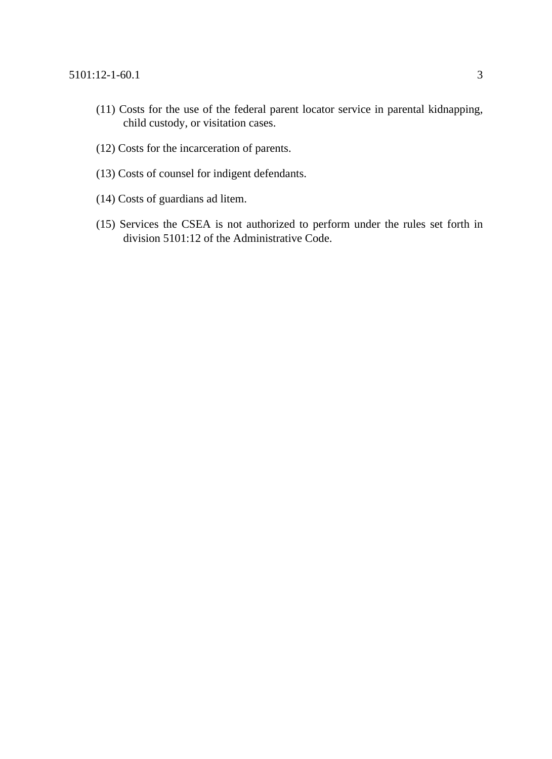(11) Costs for the use of the federal parent locator service in parental kidnapping, child custody, or visitation cases.

(12) Costs for the incarceration of parents.

(13) Costs of counsel for indigent defendants.

(14) Costs of guardians ad litem.

(15) Services the CSEA is not authorized to perform under the rules set forth in division 5101:12 of the Administrative Code.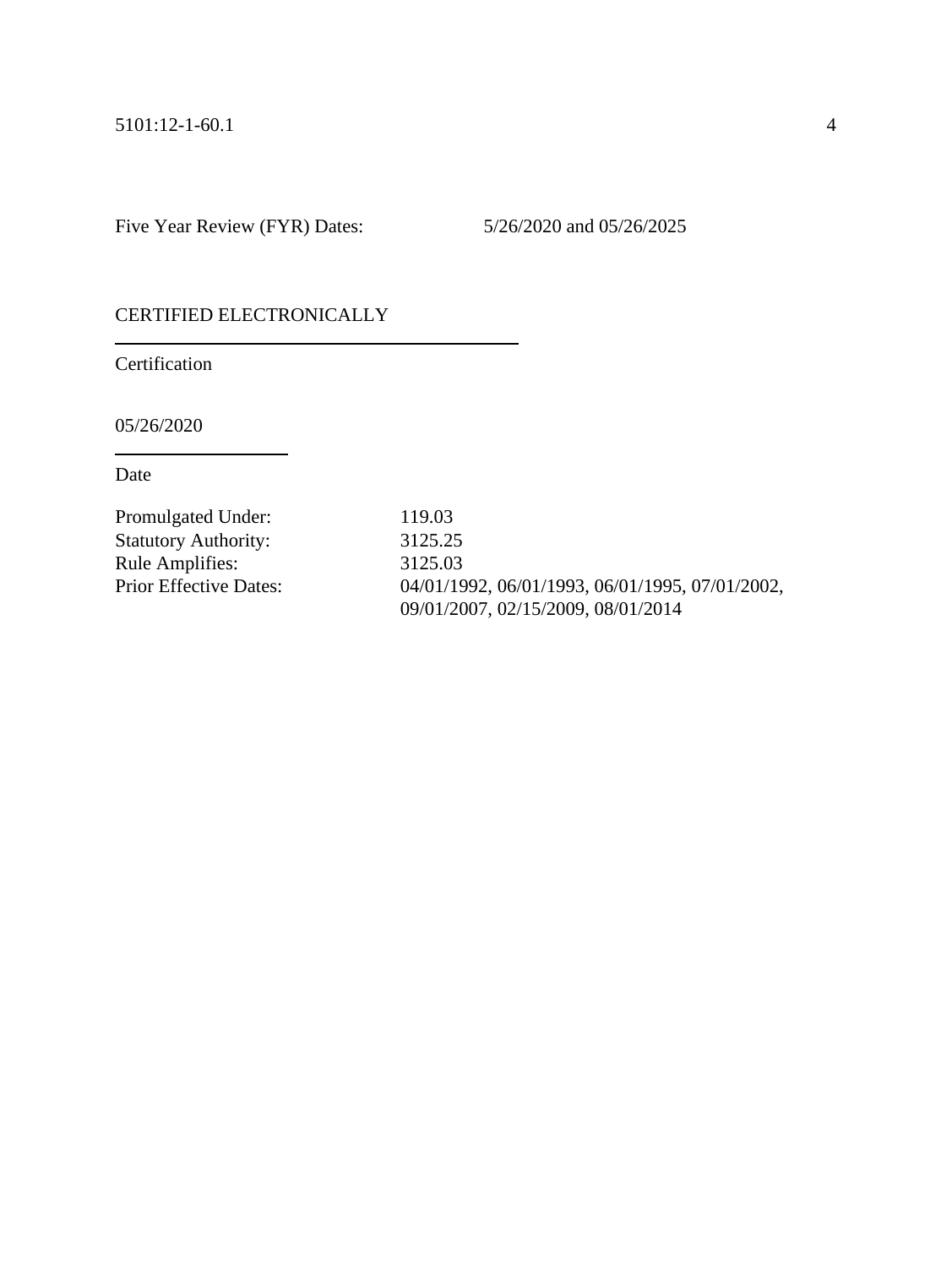Five Year Review (FYR) Dates: 5/26/2020 and 05/26/2025

CERTIFIED ELECTRONICALLY

Certification

05/26/2020

Date

Promulgated Under: 119.03
Statutory Authority: 3125.25
Rule Amplifies: 3125.03
Prior Effective Dates: 04/01/1992, 06/01/1993, 06/01/1995, 07/01/2002, 09/01/2007, 02/15/2009, 08/01/2014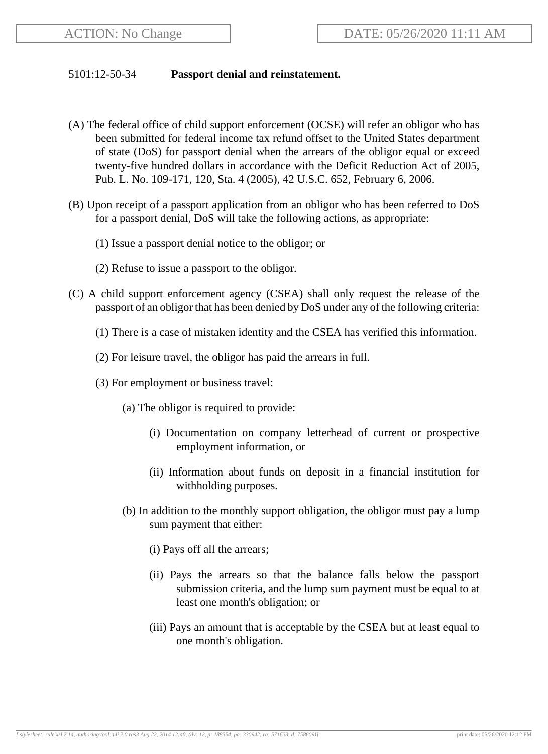ACTION: No Change

DATE: 05/26/2020 11:11 AM

5101:12-50-34 **Passport denial and reinstatement.**

(A) The federal office of child support enforcement (OCSE) will refer an obligor who has been submitted for federal income tax refund offset to the United States department of state (DoS) for passport denial when the arrears of the obligor equal or exceed twenty-five hundred dollars in accordance with the Deficit Reduction Act of 2005, Pub. L. No. 109-171, 120, Sta. 4 (2005), 42 U.S.C. 652, February 6, 2006.

(B) Upon receipt of a passport application from an obligor who has been referred to DoS for a passport denial, DoS will take the following actions, as appropriate:

(1) Issue a passport denial notice to the obligor; or

(2) Refuse to issue a passport to the obligor.

(C) A child support enforcement agency (CSEA) shall only request the release of the passport of an obligor that has been denied by DoS under any of the following criteria:

(1) There is a case of mistaken identity and the CSEA has verified this information.

(2) For leisure travel, the obligor has paid the arrears in full.

(3) For employment or business travel:

(a) The obligor is required to provide:

(i) Documentation on company letterhead of current or prospective employment information, or

(ii) Information about funds on deposit in a financial institution for withholding purposes.

(b) In addition to the monthly support obligation, the obligor must pay a lump sum payment that either:

(i) Pays off all the arrears;

(ii) Pays the arrears so that the balance falls below the passport submission criteria, and the lump sum payment must be equal to at least one month's obligation; or

(iii) Pays an amount that is acceptable by the CSEA but at least equal to one month's obligation.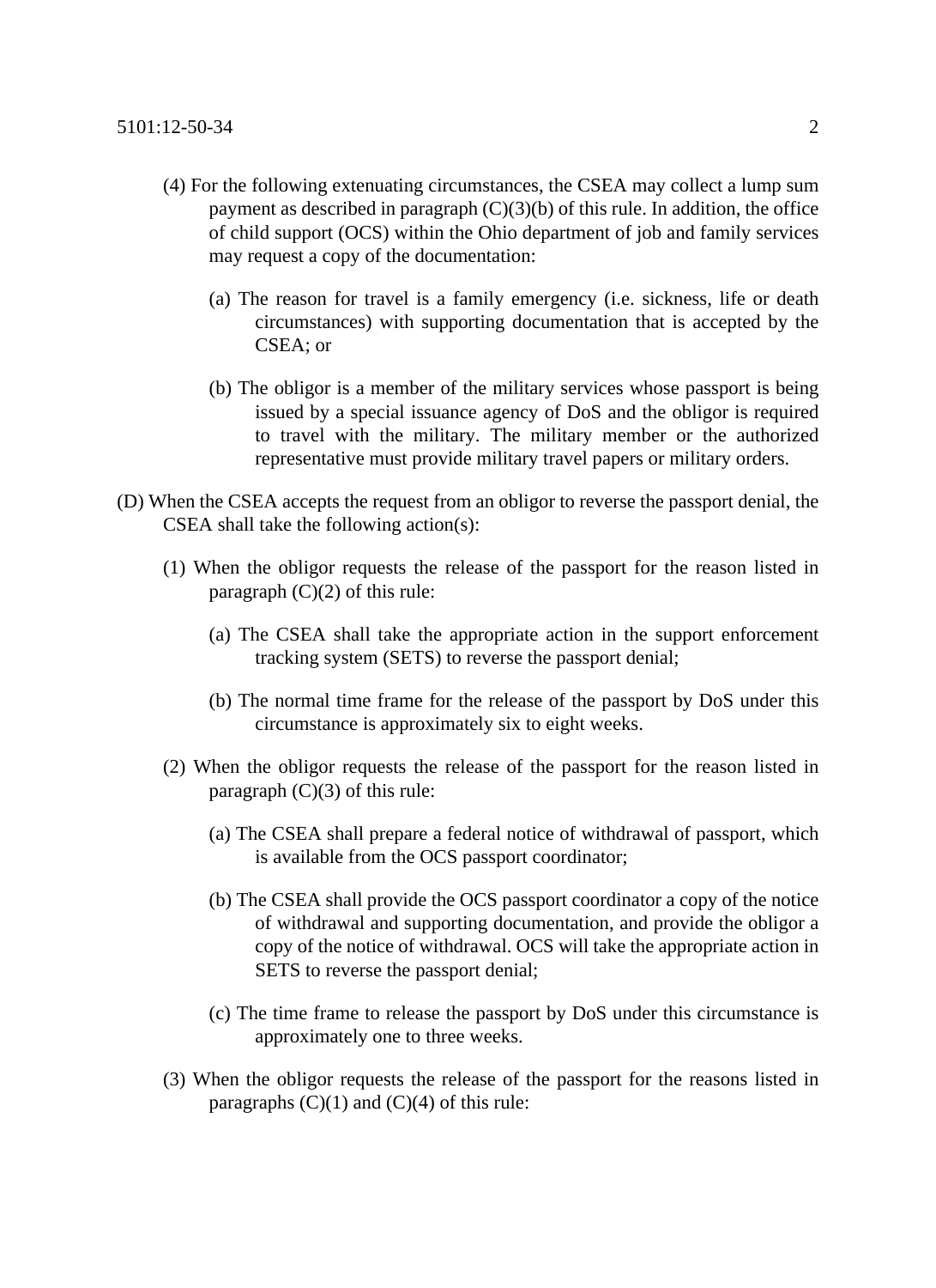(4) For the following extenuating circumstances, the CSEA may collect a lump sum payment as described in paragraph (C)(3)(b) of this rule. In addition, the office of child support (OCS) within the Ohio department of job and family services may request a copy of the documentation:

(a) The reason for travel is a family emergency (i.e. sickness, life or death circumstances) with supporting documentation that is accepted by the CSEA; or

(b) The obligor is a member of the military services whose passport is being issued by a special issuance agency of DoS and the obligor is required to travel with the military. The military member or the authorized representative must provide military travel papers or military orders.

(D) When the CSEA accepts the request from an obligor to reverse the passport denial, the CSEA shall take the following action(s):

(1) When the obligor requests the release of the passport for the reason listed in paragraph (C)(2) of this rule:

(a) The CSEA shall take the appropriate action in the support enforcement tracking system (SETS) to reverse the passport denial;

(b) The normal time frame for the release of the passport by DoS under this circumstance is approximately six to eight weeks.

(2) When the obligor requests the release of the passport for the reason listed in paragraph (C)(3) of this rule:

(a) The CSEA shall prepare a federal notice of withdrawal of passport, which is available from the OCS passport coordinator;

(b) The CSEA shall provide the OCS passport coordinator a copy of the notice of withdrawal and supporting documentation, and provide the obligor a copy of the notice of withdrawal. OCS will take the appropriate action in SETS to reverse the passport denial;

(c) The time frame to release the passport by DoS under this circumstance is approximately one to three weeks.

(3) When the obligor requests the release of the passport for the reasons listed in paragraphs (C)(1) and (C)(4) of this rule: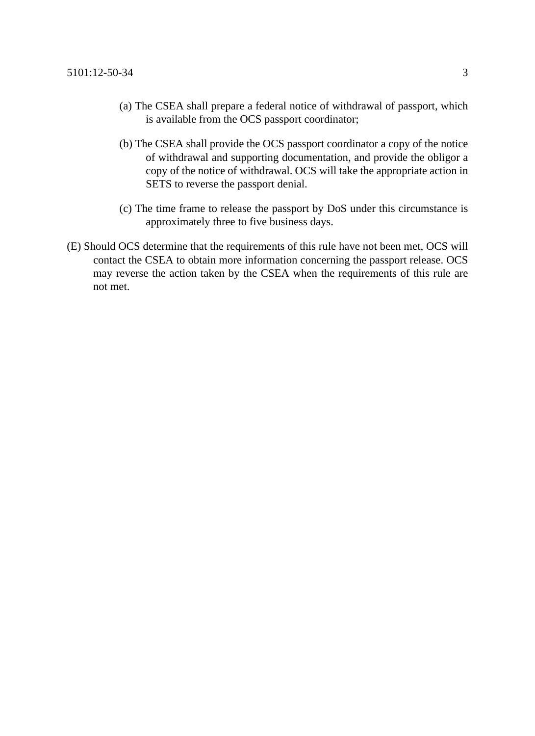(a) The CSEA shall prepare a federal notice of withdrawal of passport, which is available from the OCS passport coordinator;

(b) The CSEA shall provide the OCS passport coordinator a copy of the notice of withdrawal and supporting documentation, and provide the obligor a copy of the notice of withdrawal. OCS will take the appropriate action in SETS to reverse the passport denial.

(c) The time frame to release the passport by DoS under this circumstance is approximately three to five business days.

(E) Should OCS determine that the requirements of this rule have not been met, OCS will contact the CSEA to obtain more information concerning the passport release. OCS may reverse the action taken by the CSEA when the requirements of this rule are not met.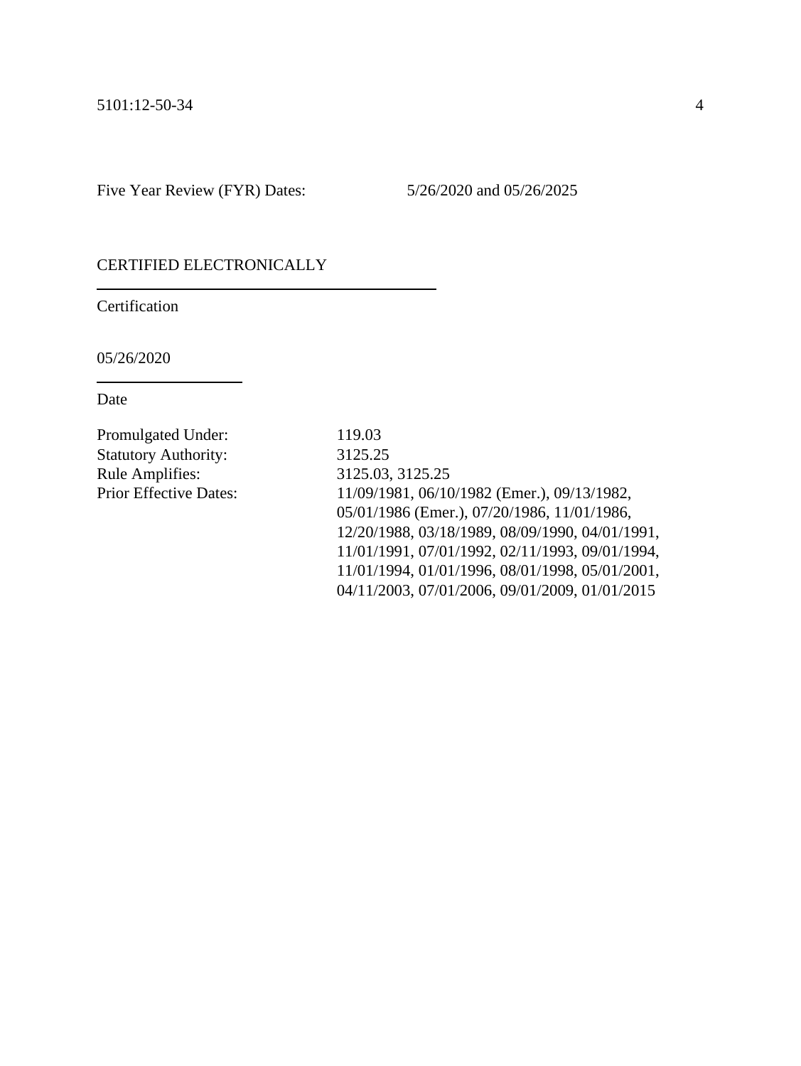Five Year Review (FYR) Dates: 5/26/2020 and 05/26/2025

CERTIFIED ELECTRONICALLY

_______________________________________

Certification

05/26/2020

_______________

Date

Promulgated Under: 119.03
Statutory Authority: 3125.25
Rule Amplifies: 3125.03, 3125.25
Prior Effective Dates: 11/09/1981, 06/10/1982 (Emer.), 09/13/1982, 05/01/1986 (Emer.), 07/20/1986, 11/01/1986, 12/20/1988, 03/18/1989, 08/09/1990, 04/01/1991, 11/01/1991, 07/01/1992, 02/11/1993, 09/01/1994, 11/01/1994, 01/01/1996, 08/01/1998, 05/01/2001, 04/11/2003, 07/01/2006, 09/01/2009, 01/01/2015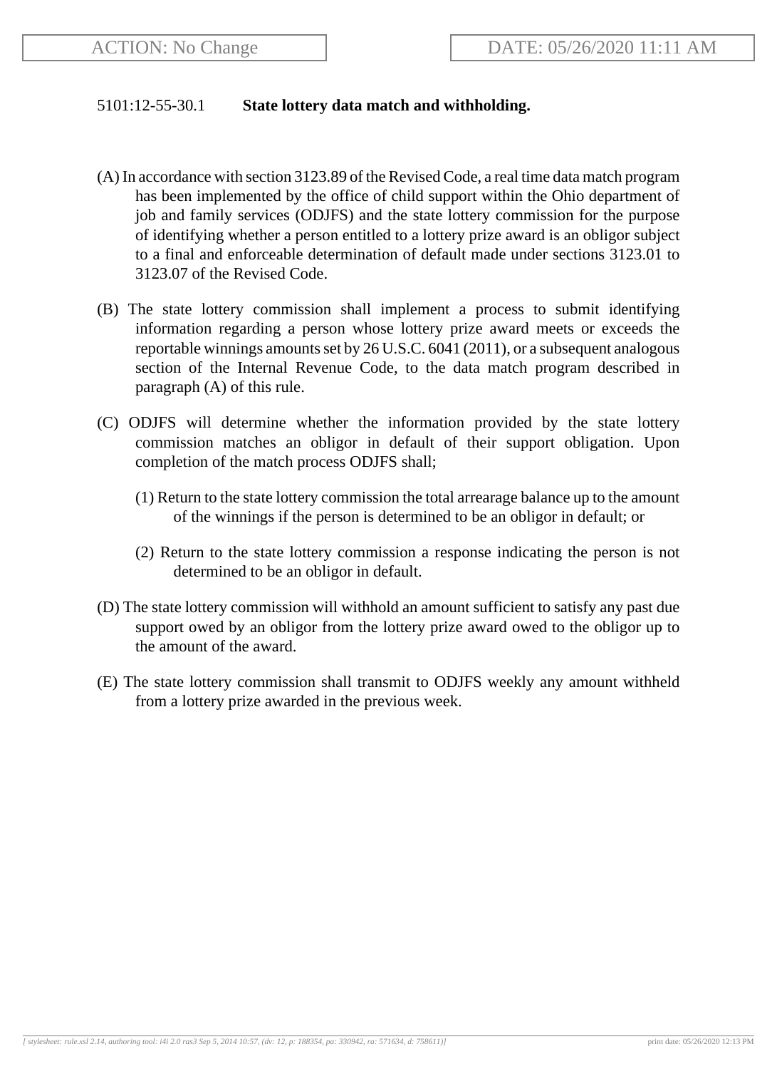ACTION: No Change | DATE: 05/26/2020 11:11 AM

5101:12-55-30.1 **State lottery data match and withholding.**

(A) In accordance with section 3123.89 of the Revised Code, a real time data match program has been implemented by the office of child support within the Ohio department of job and family services (ODJFS) and the state lottery commission for the purpose of identifying whether a person entitled to a lottery prize award is an obligor subject to a final and enforceable determination of default made under sections 3123.01 to 3123.07 of the Revised Code.

(B) The state lottery commission shall implement a process to submit identifying information regarding a person whose lottery prize award meets or exceeds the reportable winnings amounts set by 26 U.S.C. 6041 (2011), or a subsequent analogous section of the Internal Revenue Code, to the data match program described in paragraph (A) of this rule.

(C) ODJFS will determine whether the information provided by the state lottery commission matches an obligor in default of their support obligation. Upon completion of the match process ODJFS shall;

(1) Return to the state lottery commission the total arrearage balance up to the amount of the winnings if the person is determined to be an obligor in default; or

(2) Return to the state lottery commission a response indicating the person is not determined to be an obligor in default.

(D) The state lottery commission will withhold an amount sufficient to satisfy any past due support owed by an obligor from the lottery prize award owed to the obligor up to the amount of the award.

(E) The state lottery commission shall transmit to ODJFS weekly any amount withheld from a lottery prize awarded in the previous week.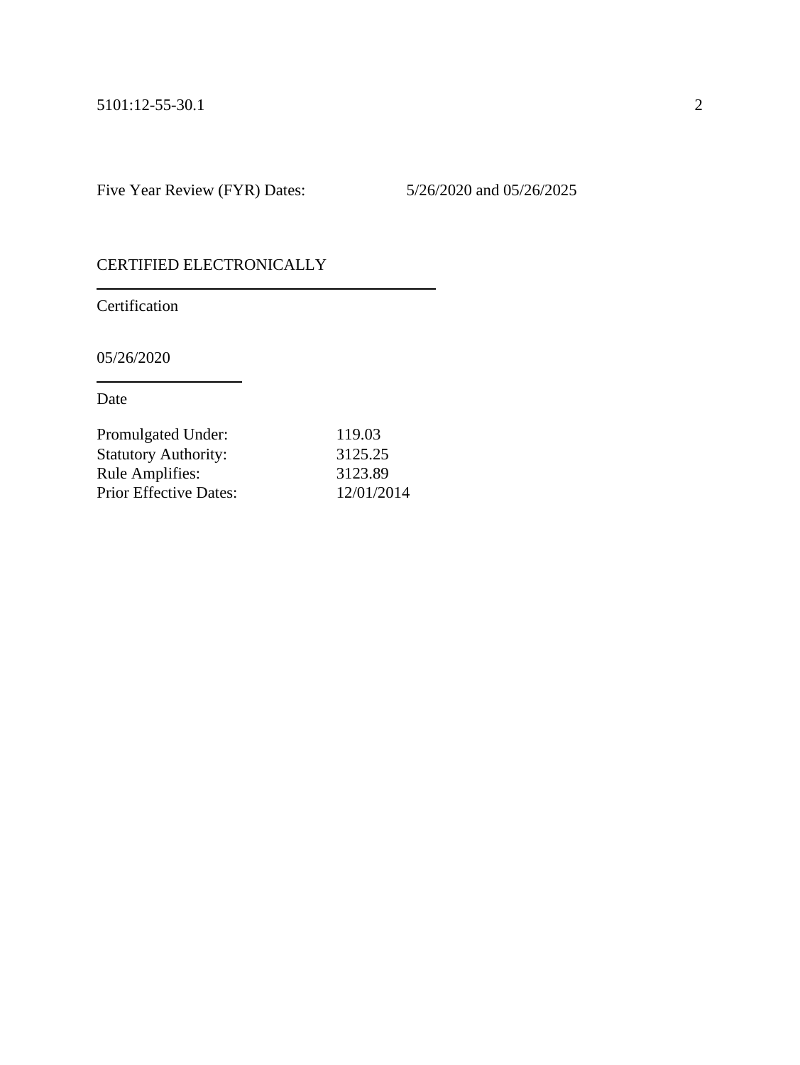Five Year Review (FYR) Dates: 5/26/2020 and 05/26/2025

CERTIFIED ELECTRONICALLY

Certification

05/26/2020

Date

| | |
|---|---|
| Promulgated Under: | 119.03 |
| Statutory Authority: | 3125.25 |
| Rule Amplifies: | 3123.89 |
| Prior Effective Dates: | 12/01/2014 |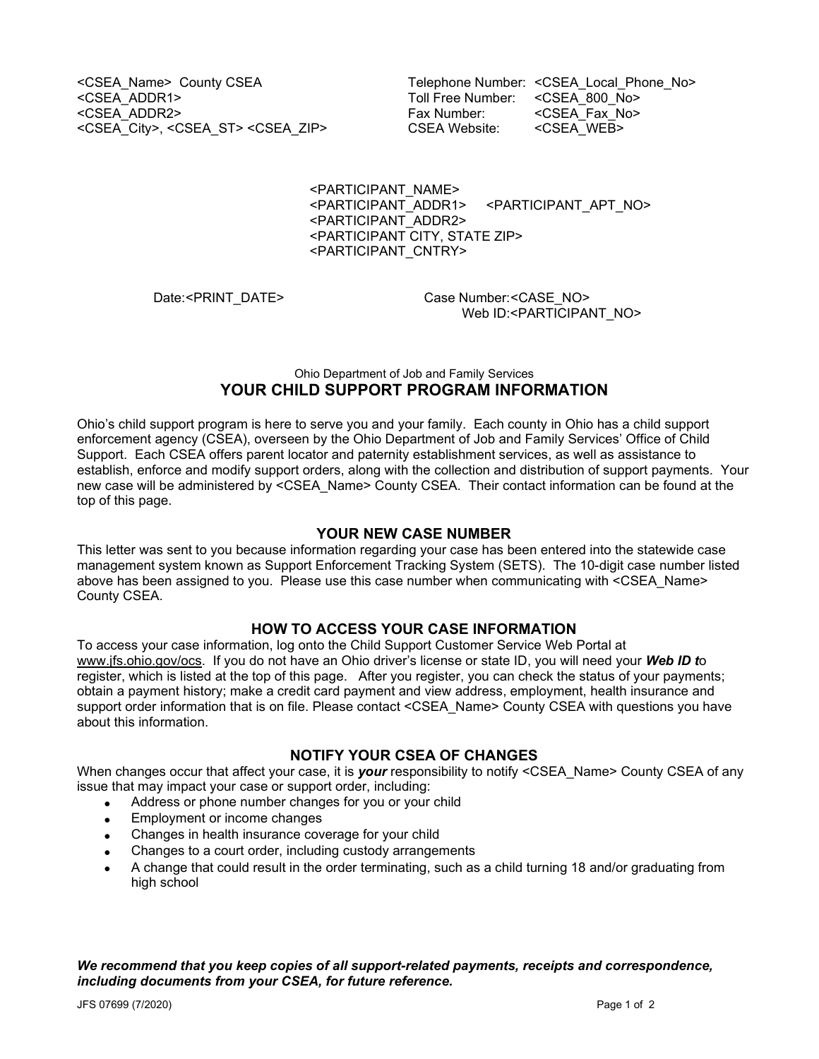<CSEA_Name> County CSEA
<CSEA_ADDR1>
<CSEA_ADDR2>
<CSEA_City>, <CSEA_ST> <CSEA_ZIP>

Telephone Number: <CSEA_Local_Phone_No>
Toll Free Number: <CSEA_800_No>
Fax Number: <CSEA_Fax_No>
CSEA Website: <CSEA_WEB>

<PARTICIPANT_NAME>
<PARTICIPANT_ADDR1> <PARTICIPANT_APT_NO>
<PARTICIPANT_ADDR2>
<PARTICIPANT CITY, STATE ZIP>
<PARTICIPANT_CNTRY>

Date:<PRINT_DATE>

Case Number:<CASE_NO>
Web ID:<PARTICIPANT_NO>

Ohio Department of Job and Family Services

# YOUR CHILD SUPPORT PROGRAM INFORMATION

Ohio's child support program is here to serve you and your family. Each county in Ohio has a child support enforcement agency (CSEA), overseen by the Ohio Department of Job and Family Services' Office of Child Support. Each CSEA offers parent locator and paternity establishment services, as well as assistance to establish, enforce and modify support orders, along with the collection and distribution of support payments. Your new case will be administered by <CSEA_Name> County CSEA. Their contact information can be found at the top of this page.

## YOUR NEW CASE NUMBER

This letter was sent to you because information regarding your case has been entered into the statewide case management system known as Support Enforcement Tracking System (SETS). The 10-digit case number listed above has been assigned to you. Please use this case number when communicating with <CSEA_Name> County CSEA.

## HOW TO ACCESS YOUR CASE INFORMATION

To access your case information, log onto the Child Support Customer Service Web Portal at www.jfs.ohio.gov/ocs. If you do not have an Ohio driver's license or state ID, you will need your ***Web ID t***o register, which is listed at the top of this page. After you register, you can check the status of your payments; obtain a payment history; make a credit card payment and view address, employment, health insurance and support order information that is on file. Please contact <CSEA_Name> County CSEA with questions you have about this information.

## NOTIFY YOUR CSEA OF CHANGES

When changes occur that affect your case, it is ***your*** responsibility to notify <CSEA_Name> County CSEA of any issue that may impact your case or support order, including:

- Address or phone number changes for you or your child
- Employment or income changes
- Changes in health insurance coverage for your child
- Changes to a court order, including custody arrangements
- A change that could result in the order terminating, such as a child turning 18 and/or graduating from high school

***We recommend that you keep copies of all support-related payments, receipts and correspondence, including documents from your CSEA, for future reference.***

JFS 07699 (7/2020)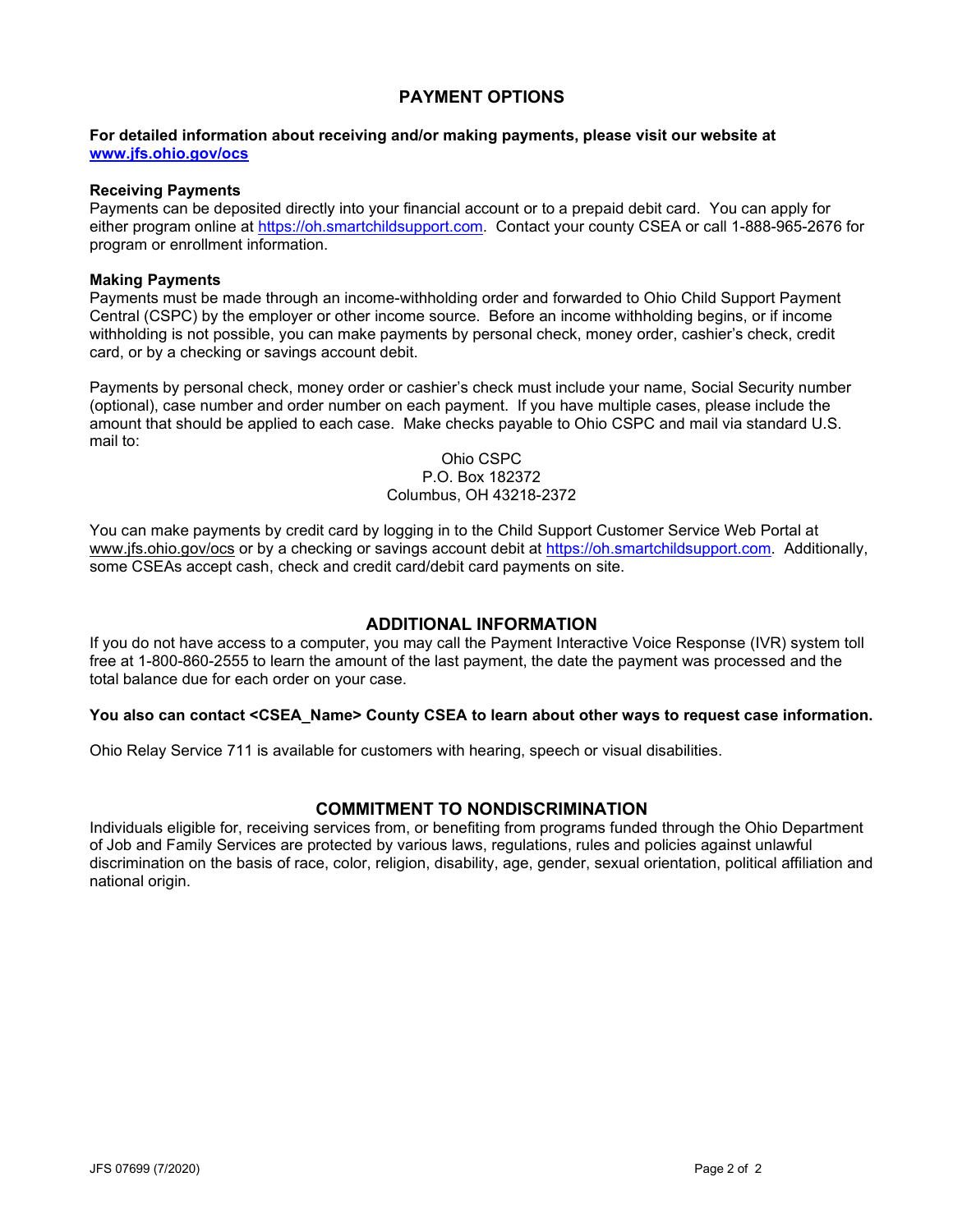## PAYMENT OPTIONS

**For detailed information about receiving and/or making payments, please visit our website at [www.jfs.ohio.gov/ocs](www.jfs.ohio.gov/ocs)**

**Receiving Payments**
Payments can be deposited directly into your financial account or to a prepaid debit card. You can apply for either program online at https://oh.smartchildsupport.com. Contact your county CSEA or call 1-888-965-2676 for program or enrollment information.

**Making Payments**
Payments must be made through an income-withholding order and forwarded to Ohio Child Support Payment Central (CSPC) by the employer or other income source. Before an income withholding begins, or if income withholding is not possible, you can make payments by personal check, money order, cashier's check, credit card, or by a checking or savings account debit.

Payments by personal check, money order or cashier's check must include your name, Social Security number (optional), case number and order number on each payment. If you have multiple cases, please include the amount that should be applied to each case. Make checks payable to Ohio CSPC and mail via standard U.S. mail to:

Ohio CSPC
P.O. Box 182372
Columbus, OH 43218-2372

You can make payments by credit card by logging in to the Child Support Customer Service Web Portal at www.jfs.ohio.gov/ocs or by a checking or savings account debit at https://oh.smartchildsupport.com. Additionally, some CSEAs accept cash, check and credit card/debit card payments on site.

## ADDITIONAL INFORMATION

If you do not have access to a computer, you may call the Payment Interactive Voice Response (IVR) system toll free at 1-800-860-2555 to learn the amount of the last payment, the date the payment was processed and the total balance due for each order on your case.

**You also can contact <CSEA_Name> County CSEA to learn about other ways to request case information.**

Ohio Relay Service 711 is available for customers with hearing, speech or visual disabilities.

## COMMITMENT TO NONDISCRIMINATION

Individuals eligible for, receiving services from, or benefiting from programs funded through the Ohio Department of Job and Family Services are protected by various laws, regulations, rules and policies against unlawful discrimination on the basis of race, color, religion, disability, age, gender, sexual orientation, political affiliation and national origin.

JFS 07699 (7/2020)